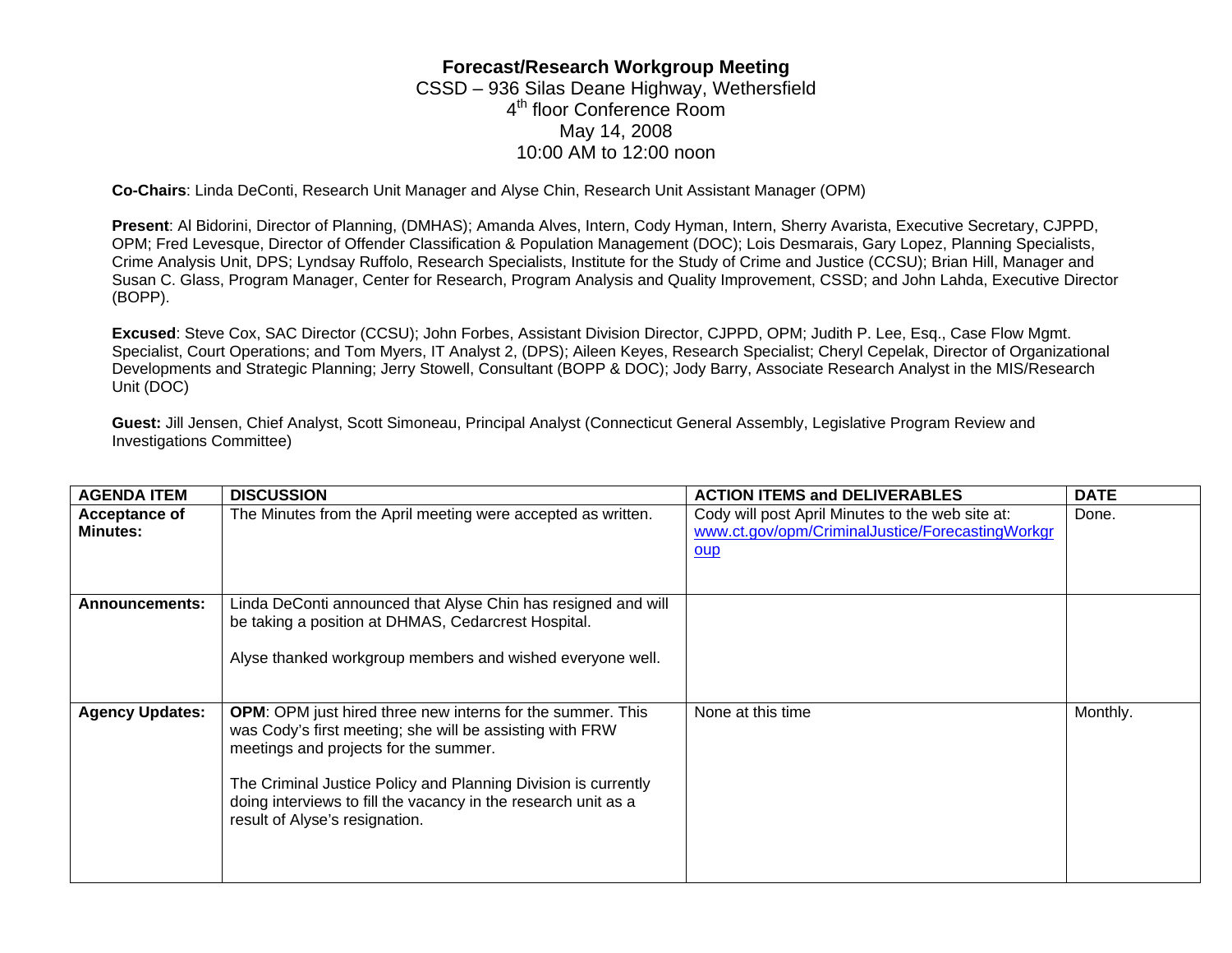# Forecast/Research Workgroup Meeting

CSSD – 936 Silas Deane Highway, Wethersfield
4th floor Conference Room
May 14, 2008
10:00 AM to 12:00 noon

**Co-Chairs**: Linda DeConti, Research Unit Manager and Alyse Chin, Research Unit Assistant Manager (OPM)

**Present**: Al Bidorini, Director of Planning, (DMHAS); Amanda Alves, Intern, Cody Hyman, Intern, Sherry Avarista, Executive Secretary, CJPPD, OPM; Fred Levesque, Director of Offender Classification & Population Management (DOC); Lois Desmarais, Gary Lopez, Planning Specialists, Crime Analysis Unit, DPS; Lyndsay Ruffolo, Research Specialists, Institute for the Study of Crime and Justice (CCSU); Brian Hill, Manager and Susan C. Glass, Program Manager, Center for Research, Program Analysis and Quality Improvement, CSSD; and John Lahda, Executive Director (BOPP).

**Excused**: Steve Cox, SAC Director (CCSU); John Forbes, Assistant Division Director, CJPPD, OPM; Judith P. Lee, Esq., Case Flow Mgmt. Specialist, Court Operations; and Tom Myers, IT Analyst 2, (DPS); Aileen Keyes, Research Specialist; Cheryl Cepelak, Director of Organizational Developments and Strategic Planning; Jerry Stowell, Consultant (BOPP & DOC); Jody Barry, Associate Research Analyst in the MIS/Research Unit (DOC)

**Guest:** Jill Jensen, Chief Analyst, Scott Simoneau, Principal Analyst (Connecticut General Assembly, Legislative Program Review and Investigations Committee)

| AGENDA ITEM | DISCUSSION | ACTION ITEMS and DELIVERABLES | DATE |
|---|---|---|---|
| **Acceptance of Minutes:** | The Minutes from the April meeting were accepted as written. | Cody will post April Minutes to the web site at: www.ct.gov/opm/CriminalJustice/ForecastingWorkgroup | Done. |
| **Announcements:** | Linda DeConti announced that Alyse Chin has resigned and will be taking a position at DHMAS, Cedarcrest Hospital.<br><br>Alyse thanked workgroup members and wished everyone well. | | |
| **Agency Updates:** | **OPM**: OPM just hired three new interns for the summer. This was Cody's first meeting; she will be assisting with FRW meetings and projects for the summer.<br><br>The Criminal Justice Policy and Planning Division is currently doing interviews to fill the vacancy in the research unit as a result of Alyse's resignation. | None at this time | Monthly. |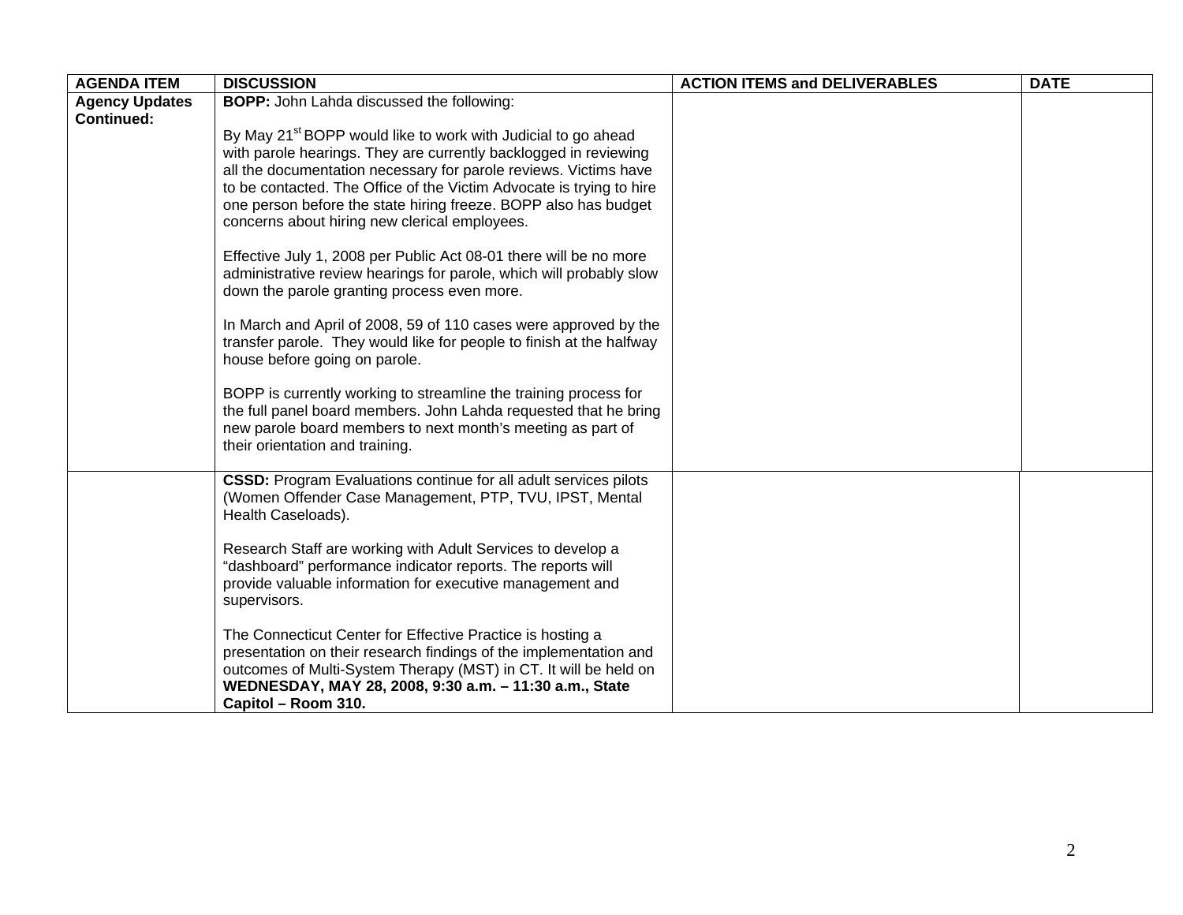| AGENDA ITEM | DISCUSSION | ACTION ITEMS and DELIVERABLES | DATE |
|---|---|---|---|
| **Agency Updates Continued:** | **BOPP:** John Lahda discussed the following:<br><br>By May 21st BOPP would like to work with Judicial to go ahead with parole hearings. They are currently backlogged in reviewing all the documentation necessary for parole reviews. Victims have to be contacted. The Office of the Victim Advocate is trying to hire one person before the state hiring freeze. BOPP also has budget concerns about hiring new clerical employees.<br><br>Effective July 1, 2008 per Public Act 08-01 there will be no more administrative review hearings for parole, which will probably slow down the parole granting process even more.<br><br>In March and April of 2008, 59 of 110 cases were approved by the transfer parole. They would like for people to finish at the halfway house before going on parole.<br><br>BOPP is currently working to streamline the training process for the full panel board members. John Lahda requested that he bring new parole board members to next month's meeting as part of their orientation and training. | | |
| | **CSSD:** Program Evaluations continue for all adult services pilots (Women Offender Case Management, PTP, TVU, IPST, Mental Health Caseloads).<br><br>Research Staff are working with Adult Services to develop a "dashboard" performance indicator reports. The reports will provide valuable information for executive management and supervisors.<br><br>The Connecticut Center for Effective Practice is hosting a presentation on their research findings of the implementation and outcomes of Multi-System Therapy (MST) in CT. It will be held on **WEDNESDAY, MAY 28, 2008, 9:30 a.m. – 11:30 a.m., State Capitol – Room 310.** | | |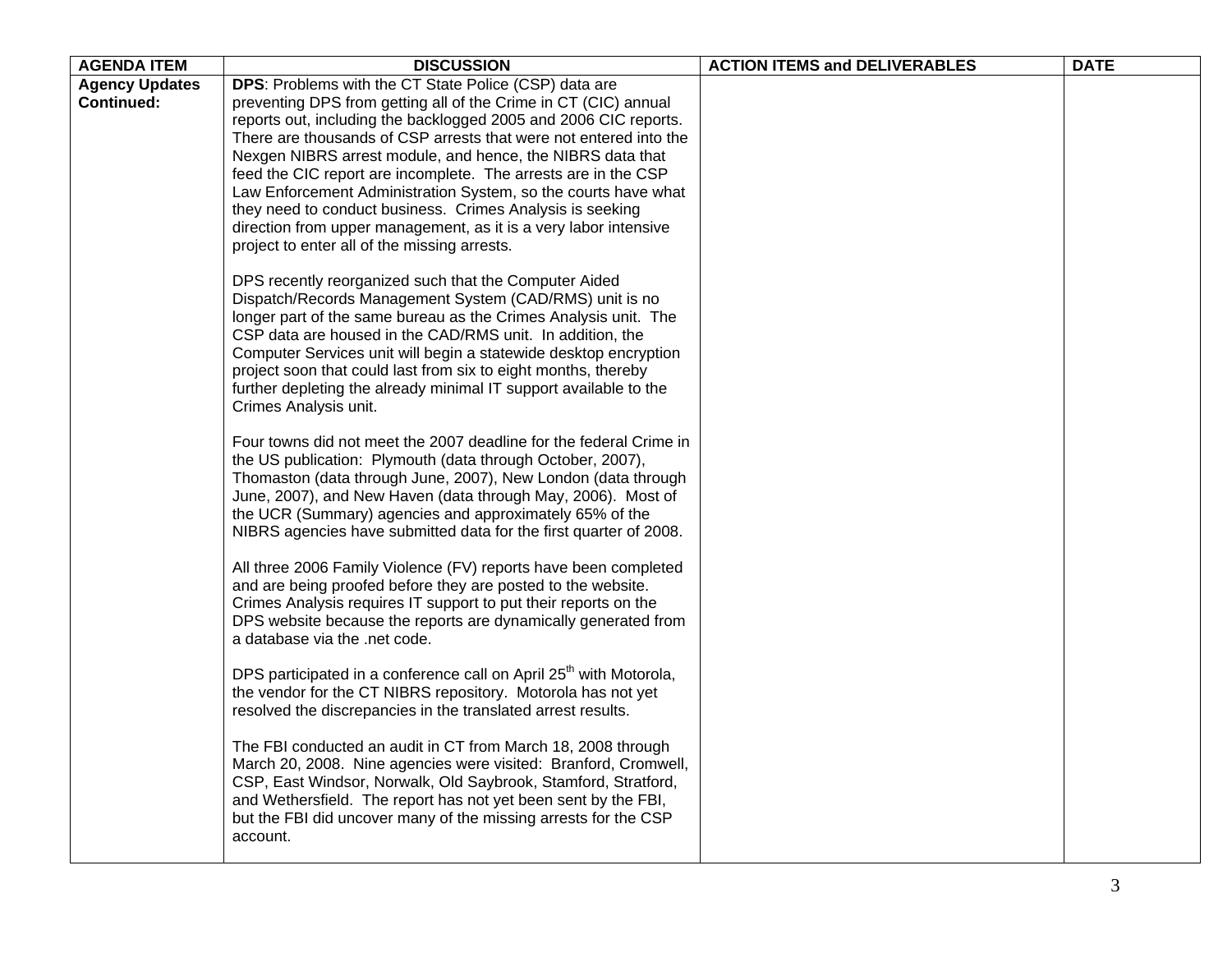| AGENDA ITEM | DISCUSSION | ACTION ITEMS and DELIVERABLES | DATE |
|---|---|---|---|
| **Agency Updates Continued:** | **DPS**: Problems with the CT State Police (CSP) data are preventing DPS from getting all of the Crime in CT (CIC) annual reports out, including the backlogged 2005 and 2006 CIC reports. There are thousands of CSP arrests that were not entered into the Nexgen NIBRS arrest module, and hence, the NIBRS data that feed the CIC report are incomplete. The arrests are in the CSP Law Enforcement Administration System, so the courts have what they need to conduct business. Crimes Analysis is seeking direction from upper management, as it is a very labor intensive project to enter all of the missing arrests.<br><br>DPS recently reorganized such that the Computer Aided Dispatch/Records Management System (CAD/RMS) unit is no longer part of the same bureau as the Crimes Analysis unit. The CSP data are housed in the CAD/RMS unit. In addition, the Computer Services unit will begin a statewide desktop encryption project soon that could last from six to eight months, thereby further depleting the already minimal IT support available to the Crimes Analysis unit.<br><br>Four towns did not meet the 2007 deadline for the federal Crime in the US publication: Plymouth (data through October, 2007), Thomaston (data through June, 2007), New London (data through June, 2007), and New Haven (data through May, 2006). Most of the UCR (Summary) agencies and approximately 65% of the NIBRS agencies have submitted data for the first quarter of 2008.<br><br>All three 2006 Family Violence (FV) reports have been completed and are being proofed before they are posted to the website. Crimes Analysis requires IT support to put their reports on the DPS website because the reports are dynamically generated from a database via the .net code.<br><br>DPS participated in a conference call on April 25th with Motorola, the vendor for the CT NIBRS repository. Motorola has not yet resolved the discrepancies in the translated arrest results.<br><br>The FBI conducted an audit in CT from March 18, 2008 through March 20, 2008. Nine agencies were visited: Branford, Cromwell, CSP, East Windsor, Norwalk, Old Saybrook, Stamford, Stratford, and Wethersfield. The report has not yet been sent by the FBI, but the FBI did uncover many of the missing arrests for the CSP account. | | |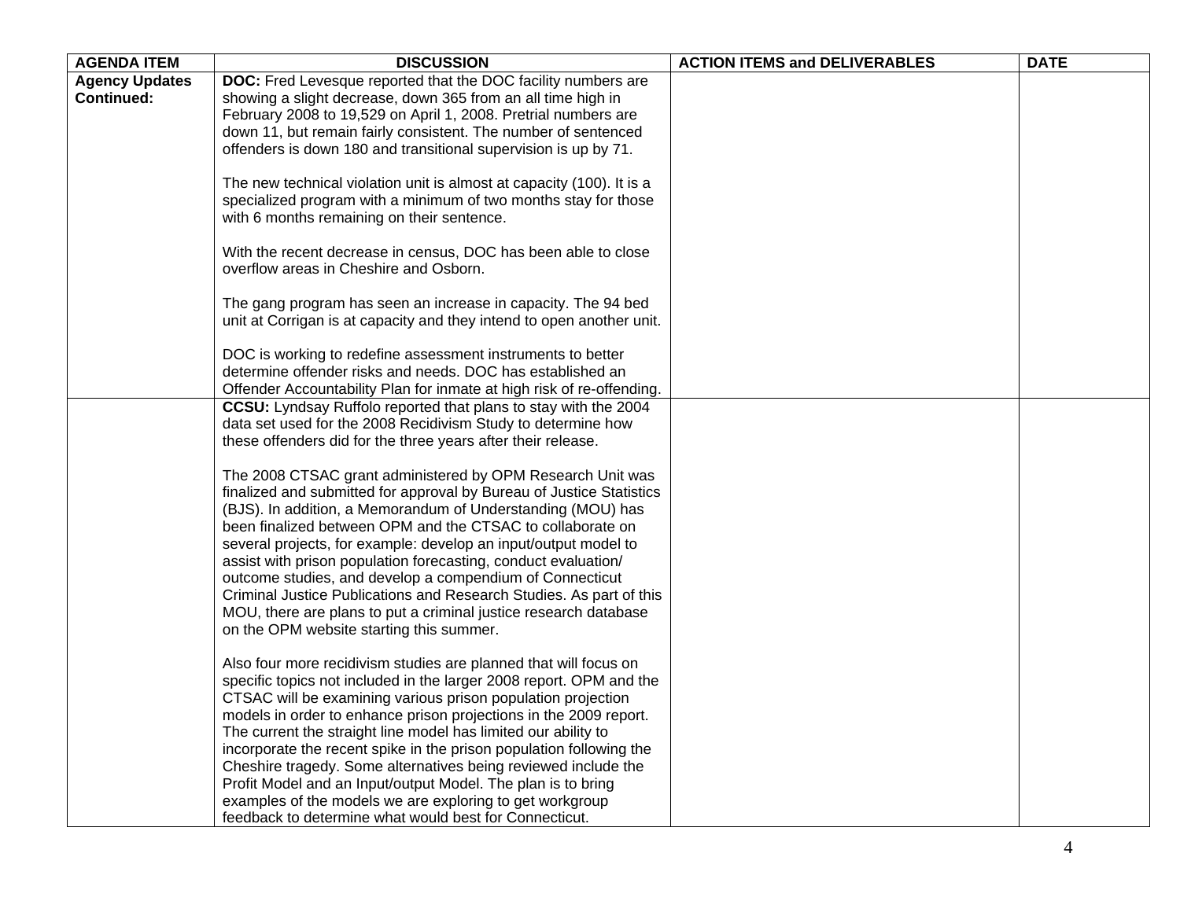| AGENDA ITEM | DISCUSSION | ACTION ITEMS and DELIVERABLES | DATE |
|---|---|---|---|
| **Agency Updates Continued:** | **DOC:** Fred Levesque reported that the DOC facility numbers are showing a slight decrease, down 365 from an all time high in February 2008 to 19,529 on April 1, 2008. Pretrial numbers are down 11, but remain fairly consistent. The number of sentenced offenders is down 180 and transitional supervision is up by 71.<br><br>The new technical violation unit is almost at capacity (100). It is a specialized program with a minimum of two months stay for those with 6 months remaining on their sentence.<br><br>With the recent decrease in census, DOC has been able to close overflow areas in Cheshire and Osborn.<br><br>The gang program has seen an increase in capacity. The 94 bed unit at Corrigan is at capacity and they intend to open another unit.<br><br>DOC is working to redefine assessment instruments to better determine offender risks and needs. DOC has established an Offender Accountability Plan for inmate at high risk of re-offending. | | |
| | **CCSU:** Lyndsay Ruffolo reported that plans to stay with the 2004 data set used for the 2008 Recidivism Study to determine how these offenders did for the three years after their release.<br><br>The 2008 CTSAC grant administered by OPM Research Unit was finalized and submitted for approval by Bureau of Justice Statistics (BJS). In addition, a Memorandum of Understanding (MOU) has been finalized between OPM and the CTSAC to collaborate on several projects, for example: develop an input/output model to assist with prison population forecasting, conduct evaluation/ outcome studies, and develop a compendium of Connecticut Criminal Justice Publications and Research Studies. As part of this MOU, there are plans to put a criminal justice research database on the OPM website starting this summer.<br><br>Also four more recidivism studies are planned that will focus on specific topics not included in the larger 2008 report. OPM and the CTSAC will be examining various prison population projection models in order to enhance prison projections in the 2009 report. The current the straight line model has limited our ability to incorporate the recent spike in the prison population following the Cheshire tragedy. Some alternatives being reviewed include the Profit Model and an Input/output Model. The plan is to bring examples of the models we are exploring to get workgroup feedback to determine what would best for Connecticut. | | |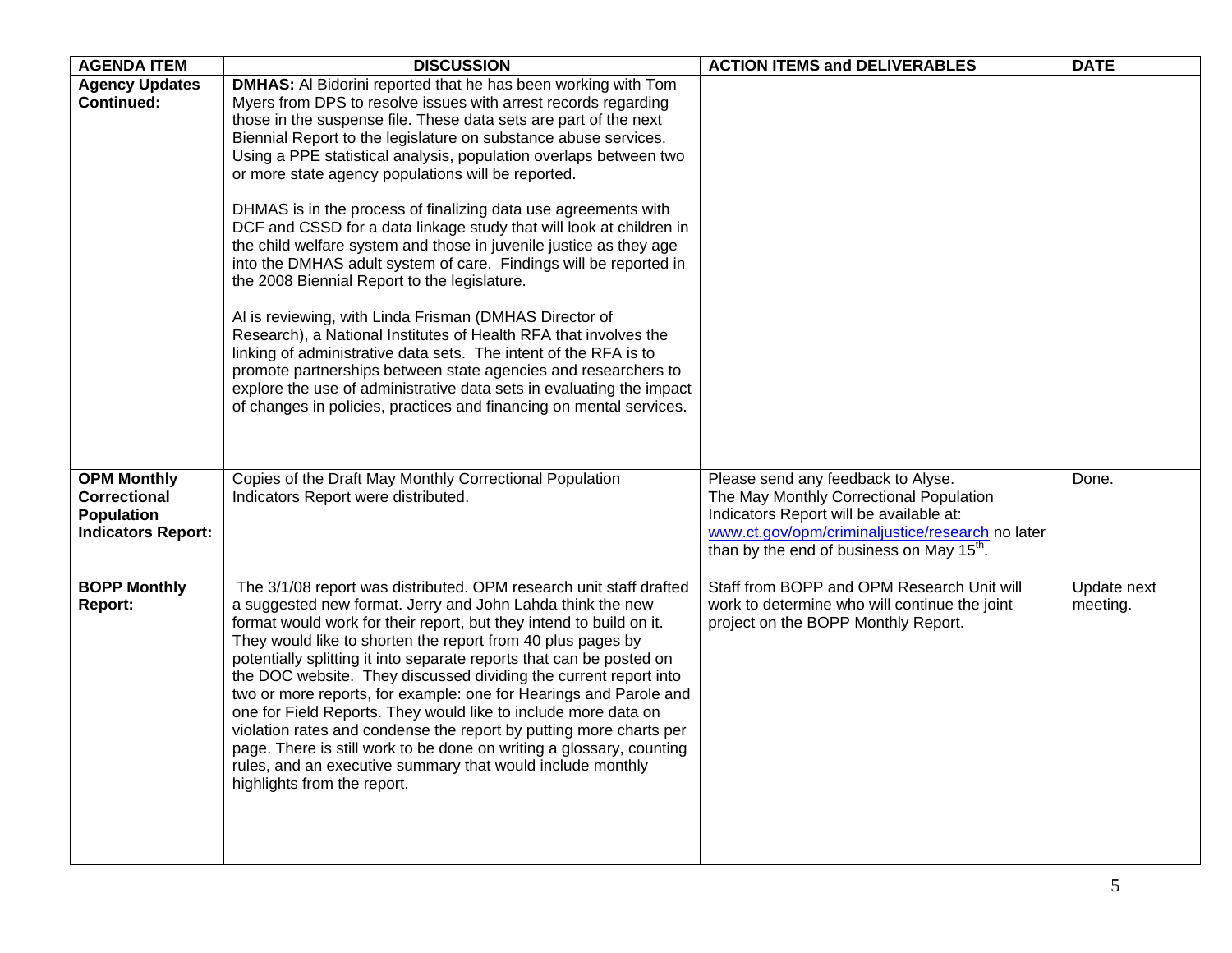| AGENDA ITEM | DISCUSSION | ACTION ITEMS and DELIVERABLES | DATE |
|---|---|---|---|
| **Agency Updates Continued:** | **DMHAS:** Al Bidorini reported that he has been working with Tom Myers from DPS to resolve issues with arrest records regarding those in the suspense file. These data sets are part of the next Biennial Report to the legislature on substance abuse services. Using a PPE statistical analysis, population overlaps between two or more state agency populations will be reported.<br><br>DHMAS is in the process of finalizing data use agreements with DCF and CSSD for a data linkage study that will look at children in the child welfare system and those in juvenile justice as they age into the DMHAS adult system of care. Findings will be reported in the 2008 Biennial Report to the legislature.<br><br>Al is reviewing, with Linda Frisman (DMHAS Director of Research), a National Institutes of Health RFA that involves the linking of administrative data sets. The intent of the RFA is to promote partnerships between state agencies and researchers to explore the use of administrative data sets in evaluating the impact of changes in policies, practices and financing on mental services. | | |
| **OPM Monthly Correctional Population Indicators Report:** | Copies of the Draft May Monthly Correctional Population Indicators Report were distributed. | Please send any feedback to Alyse.<br>The May Monthly Correctional Population Indicators Report will be available at: www.ct.gov/opm/criminaljustice/research no later than by the end of business on May 15th. | Done. |
| **BOPP Monthly Report:** | The 3/1/08 report was distributed. OPM research unit staff drafted a suggested new format. Jerry and John Lahda think the new format would work for their report, but they intend to build on it. They would like to shorten the report from 40 plus pages by potentially splitting it into separate reports that can be posted on the DOC website. They discussed dividing the current report into two or more reports, for example: one for Hearings and Parole and one for Field Reports. They would like to include more data on violation rates and condense the report by putting more charts per page. There is still work to be done on writing a glossary, counting rules, and an executive summary that would include monthly highlights from the report. | Staff from BOPP and OPM Research Unit will work to determine who will continue the joint project on the BOPP Monthly Report. | Update next meeting. |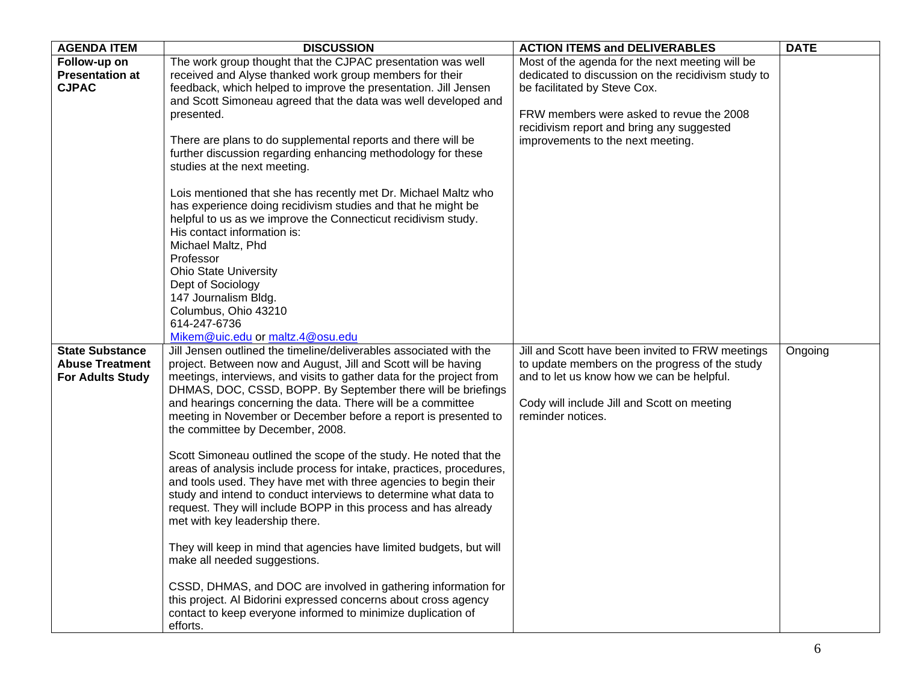| AGENDA ITEM | DISCUSSION | ACTION ITEMS and DELIVERABLES | DATE |
|---|---|---|---|
| **Follow-up on Presentation at CJPAC** | The work group thought that the CJPAC presentation was well received and Alyse thanked work group members for their feedback, which helped to improve the presentation. Jill Jensen and Scott Simoneau agreed that the data was well developed and presented.<br><br>There are plans to do supplemental reports and there will be further discussion regarding enhancing methodology for these studies at the next meeting.<br><br>Lois mentioned that she has recently met Dr. Michael Maltz who has experience doing recidivism studies and that he might be helpful to us as we improve the Connecticut recidivism study.<br>His contact information is:<br>Michael Maltz, Phd<br>Professor<br>Ohio State University<br>Dept of Sociology<br>147 Journalism Bldg.<br>Columbus, Ohio 43210<br>614-247-6736<br>Mikem@uic.edu or maltz.4@osu.edu | Most of the agenda for the next meeting will be dedicated to discussion on the recidivism study to be facilitated by Steve Cox.<br><br>FRW members were asked to revue the 2008 recidivism report and bring any suggested improvements to the next meeting. | |
| **State Substance Abuse Treatment For Adults Study** | Jill Jensen outlined the timeline/deliverables associated with the project. Between now and August, Jill and Scott will be having meetings, interviews, and visits to gather data for the project from DHMAS, DOC, CSSD, BOPP. By September there will be briefings and hearings concerning the data. There will be a committee meeting in November or December before a report is presented to the committee by December, 2008.<br><br>Scott Simoneau outlined the scope of the study. He noted that the areas of analysis include process for intake, practices, procedures, and tools used. They have met with three agencies to begin their study and intend to conduct interviews to determine what data to request. They will include BOPP in this process and has already met with key leadership there.<br><br>They will keep in mind that agencies have limited budgets, but will make all needed suggestions.<br><br>CSSD, DHMAS, and DOC are involved in gathering information for this project. Al Bidorini expressed concerns about cross agency contact to keep everyone informed to minimize duplication of efforts. | Jill and Scott have been invited to FRW meetings to update members on the progress of the study and to let us know how we can be helpful.<br><br>Cody will include Jill and Scott on meeting reminder notices. | Ongoing |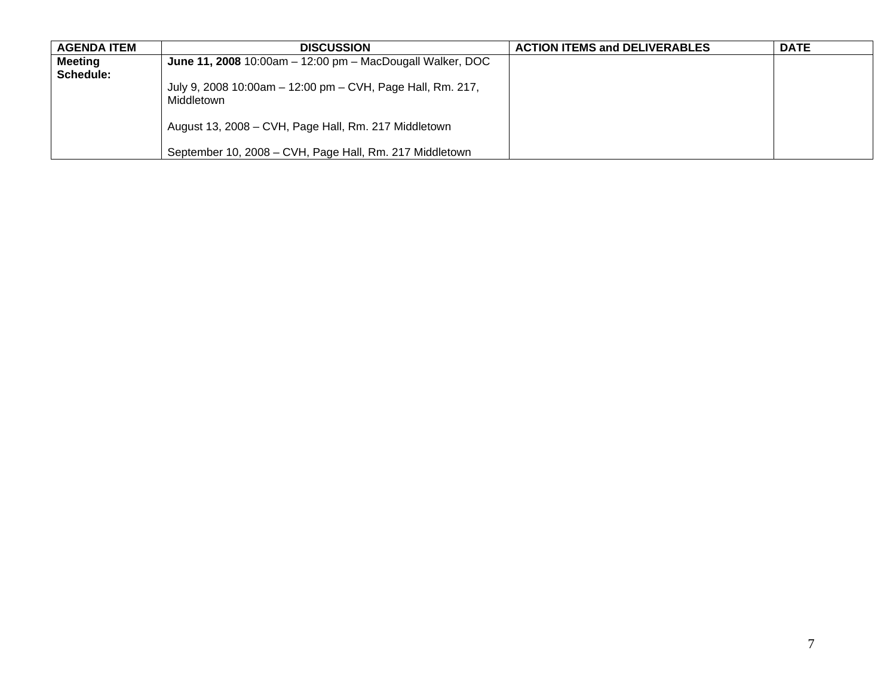| AGENDA ITEM | DISCUSSION | ACTION ITEMS and DELIVERABLES | DATE |
|---|---|---|---|
| **Meeting Schedule:** | **June 11, 2008** 10:00am – 12:00 pm – MacDougall Walker, DOC<br><br>July 9, 2008 10:00am – 12:00 pm – CVH, Page Hall, Rm. 217, Middletown<br><br>August 13, 2008 – CVH, Page Hall, Rm. 217 Middletown<br><br>September 10, 2008 – CVH, Page Hall, Rm. 217 Middletown | | |